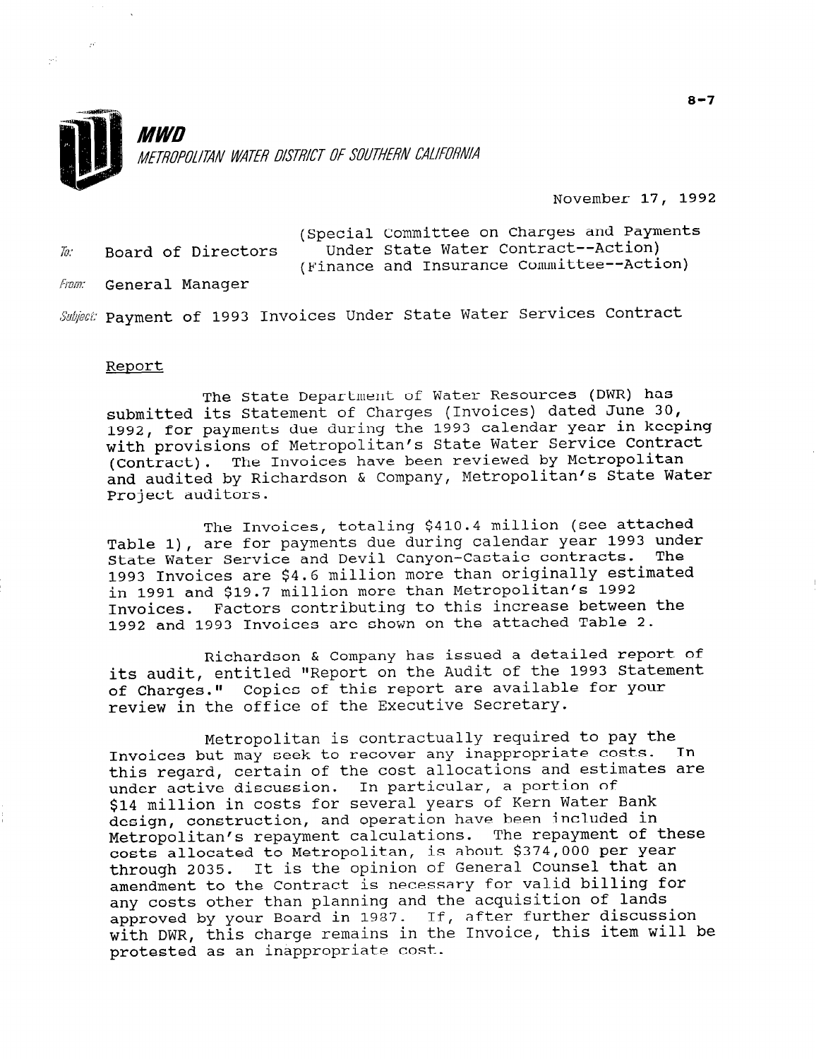**MWD**

*METROPOLITAN WATER DISTRICT OF SOUTHERN CALIFORNIA*

November 17, 1992

To: Board of Directors (Special Committee on Charges and Payments Under State Water Contract--Action) (Finance and Insurance Committee--Action)

From: General Manager

Subject: Payment of 1993 Invoices Under State Water Services Contract

## Report

The State Department of Water Resources (DWR) has submitted its Statement of Charges (Invoices) dated June 30, 1992, for payments due during the 1993 calendar year in keeping with provisions of Metropolitan's State Water Service Contract (Contract). The Invoices have been reviewed by Metropolitan and audited by Richardson & Company, Metropolitan's State Water Project auditors.

The Invoices, totaling \$410.4 million (see attached Table 1), are for payments due during calendar year 1993 under State Water Service and Devil Canyon-Castaic contracts. The 1993 Invoices are \$4.6 million more than originally estimated in 1991 and \$19.7 million more than Metropolitan's 1992 Invoices. Factors contributing to this increase between the 1992 and 1993 Invoices are shown on the attached Table 2.

Richardson & Company has issued a detailed report of its audit, entitled "Report on the Audit of the 1993 Statement of Charges." Copies of this report are available for your review in the office of the Executive Secretary.

Metropolitan is contractually required to pay the Invoices but may seek to recover any inappropriate costs. In this regard, certain of the cost allocations and estimates are under active discussion. In particular, a portion of \$14 million in costs for several years of Kern Water Bank design, construction, and operation have been included in Metropolitan's repayment calculations. The repayment of these costs allocated to Metropolitan, is about \$374,000 per year through 2035. It is the opinion of General Counsel that an amendment to the Contract is necessary for valid billing for any costs other than planning and the acquisition of lands approved by your Board in 1987. If, after further discussion with DWR, this charge remains in the Invoice, this item will be protested as an inappropriate cost.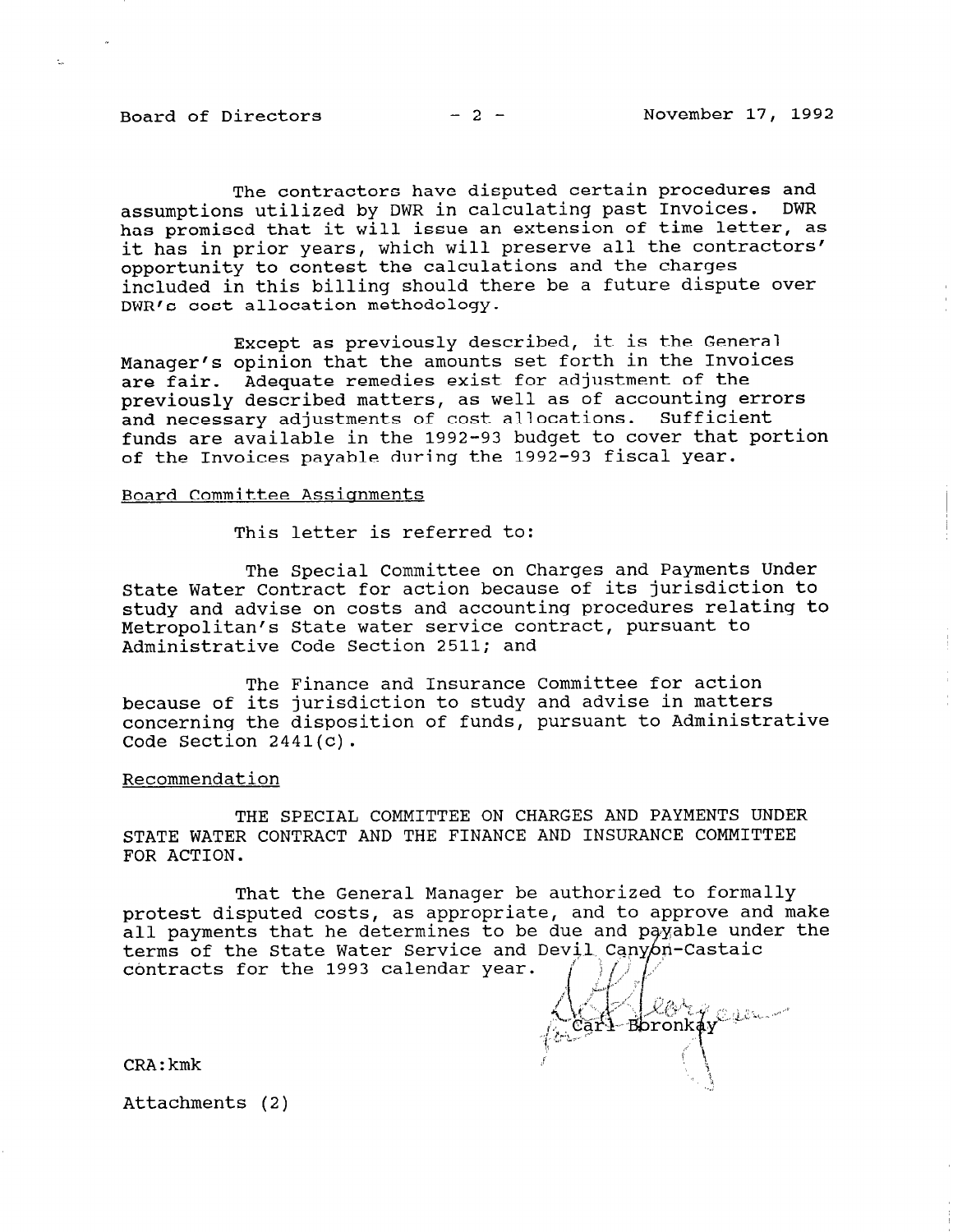The contractors have disputed certain procedures and assumptions utilized by DWR in calculating past Invoices. DWR has promised that it will issue an extension of time letter, as it has in prior years, which will preserve all the contractors' opportunity to contest the calculations and the charges included in this billing should there be a future dispute over DWR's cost allocation methodology.

Except as previously described, it is the General Manager's opinion that the amounts set forth in the Invoices are fair. Adequate remedies exist for adjustment of the previously described matters, as well as of accounting errors and necessary adjustments of cost allocations. Sufficient funds are available in the 1992-93 budget to cover that portion of the Invoices payable during the 1992-93 fiscal year.

Board Committee Assignments

This letter is referred to:

The Special Committee on Charges and Payments Under State Water Contract for action because of its jurisdiction to study and advise on costs and accounting procedures relating to Metropolitan's State water service contract, pursuant to Administrative Code Section 2511; and

The Finance and Insurance Committee for action because of its jurisdiction to study and advise in matters concerning the disposition of funds, pursuant to Administrative Code Section 2441(c).

Recommendation

THE SPECIAL COMMITTEE ON CHARGES AND PAYMENTS UNDER STATE WATER CONTRACT AND THE FINANCE AND INSURANCE COMMITTEE FOR ACTION.

That the General Manager be authorized to formally protest disputed costs, as appropriate, and to approve and make all payments that he determines to be due and payable under the terms of the State Water Service and Devil Canyon-Castaic contracts for the 1993 calendar year.

for Carl Boronkay

CRA:kmk

Attachments (2)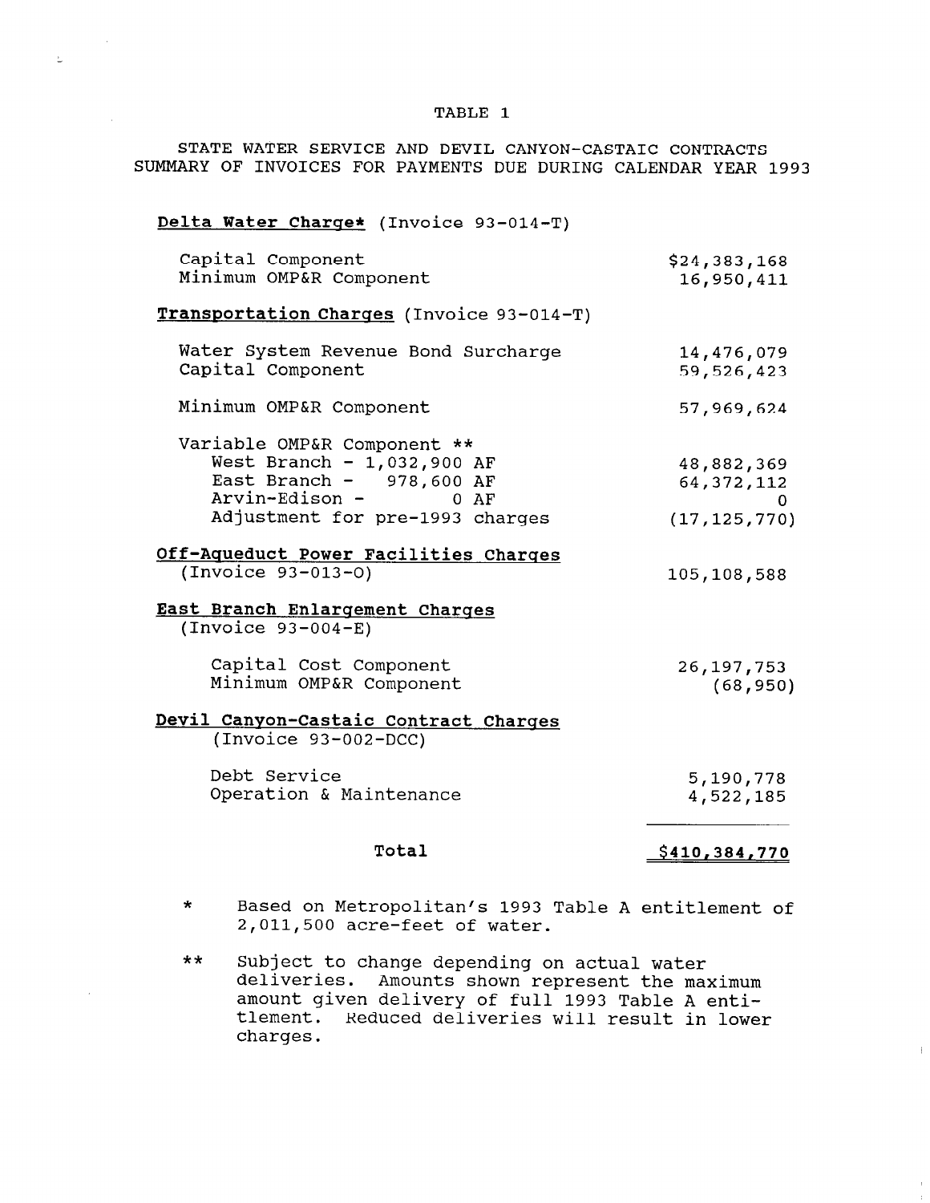# TABLE 1

## STATE WATER SERVICE AND DEVIL CANYON-CASTAIC CONTRACTS SUMMARY OF INVOICES FOR PAYMENTS DUE DURING CALENDAR YEAR 1993

| Item | Amount |
|---|---|
| **Delta Water Charge*** (Invoice 93-014-T) | |
| Capital Component | $24,383,168 |
| Minimum OMP&R Component | 16,950,411 |
| **Transportation Charges** (Invoice 93-014-T) | |
| Water System Revenue Bond Surcharge | 14,476,079 |
| Capital Component | 59,526,423 |
| Minimum OMP&R Component | 57,969,624 |
| Variable OMP&R Component ** | |
| West Branch - 1,032,900 AF | 48,882,369 |
| East Branch - 978,600 AF | 64,372,112 |
| Arvin-Edison - 0 AF | 0 |
| Adjustment for pre-1993 charges | (17,125,770) |
| **Off-Aqueduct Power Facilities Charges** (Invoice 93-013-O) | 105,108,588 |
| **East Branch Enlargement Charges** (Invoice 93-004-E) | |
| Capital Cost Component | 26,197,753 |
| Minimum OMP&R Component | (68,950) |
| **Devil Canyon-Castaic Contract Charges** (Invoice 93-002-DCC) | |
| Debt Service | 5,190,778 |
| Operation & Maintenance | 4,522,185 |
| **Total** | **$410,384,770** |

\* Based on Metropolitan's 1993 Table A entitlement of 2,011,500 acre-feet of water.

\*\* Subject to change depending on actual water deliveries. Amounts shown represent the maximum amount given delivery of full 1993 Table A entitlement. Reduced deliveries will result in lower charges.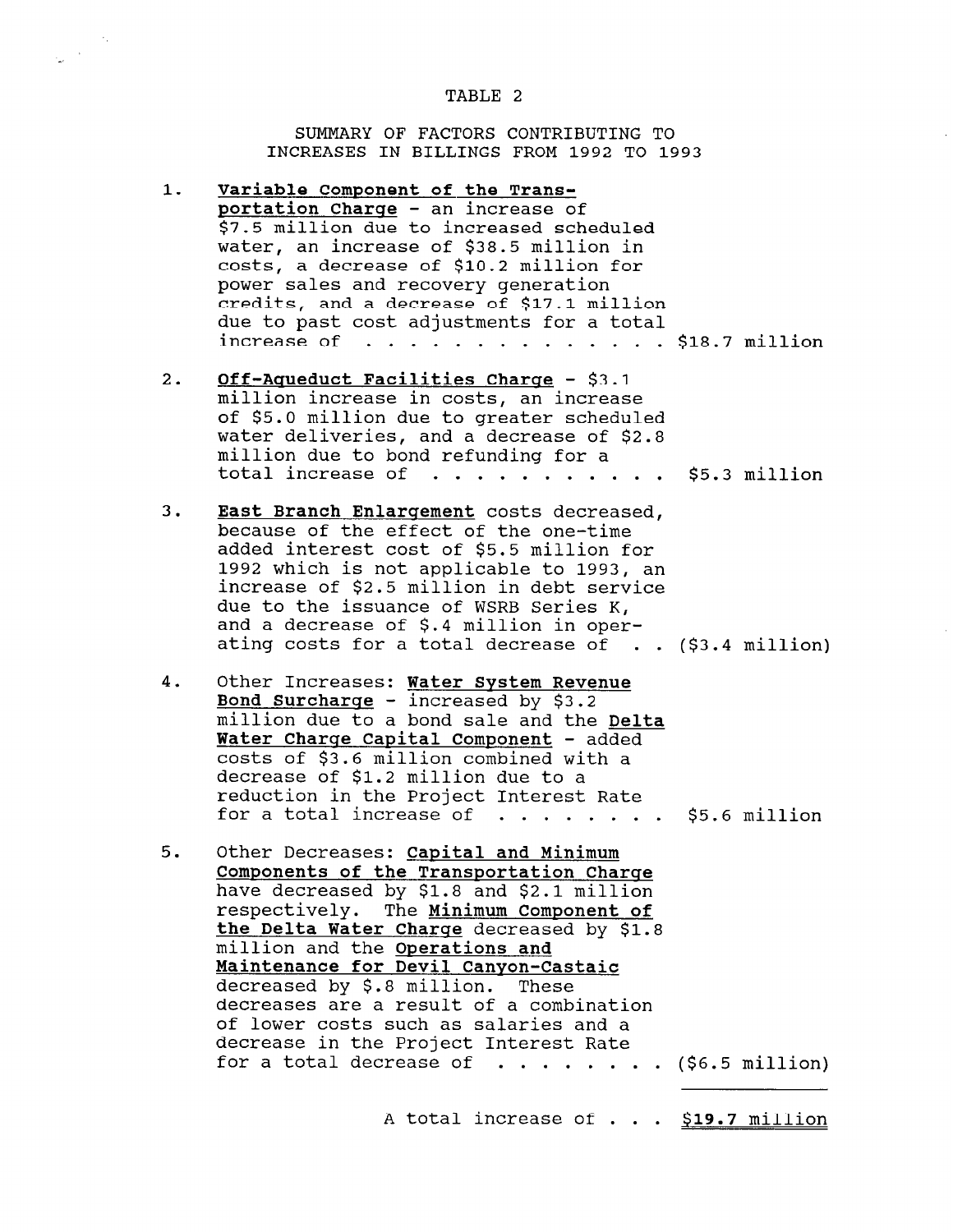TABLE 2

SUMMARY OF FACTORS CONTRIBUTING TO INCREASES IN BILLINGS FROM 1992 TO 1993

1. **Variable Component of the Transportation Charge** - an increase of \$7.5 million due to increased scheduled water, an increase of \$38.5 million in costs, a decrease of \$10.2 million for power sales and recovery generation credits, and a decrease of \$17.1 million due to past cost adjustments for a total increase of . . . . . . . . . . . . . . \$18.7 million

2. **Off-Aqueduct Facilities Charge** - \$3.1 million increase in costs, an increase of \$5.0 million due to greater scheduled water deliveries, and a decrease of \$2.8 million due to bond refunding for a total increase of . . . . . . . . . . . \$5.3 million

3. **East Branch Enlargement** costs decreased, because of the effect of the one-time added interest cost of \$5.5 million for 1992 which is not applicable to 1993, an increase of \$2.5 million in debt service due to the issuance of WSRB Series K, and a decrease of \$.4 million in operating costs for a total decrease of . . (\$3.4 million)

4. Other Increases: **Water System Revenue Bond Surcharge** - increased by \$3.2 million due to a bond sale and the **Delta Water Charge Capital Component** - added costs of \$3.6 million combined with a decrease of \$1.2 million due to a reduction in the Project Interest Rate for a total increase of . . . . . . . . \$5.6 million

5. Other Decreases: **Capital and Minimum Components of the Transportation Charge** have decreased by \$1.8 and \$2.1 million respectively. The **Minimum Component of the Delta Water Charge** decreased by \$1.8 million and the **Operations and Maintenance for Devil Canyon-Castaic** decreased by \$.8 million. These decreases are a result of a combination of lower costs such as salaries and a decrease in the Project Interest Rate for a total decrease of . . . . . . . . (\$6.5 million)

A total increase of . . . **\$19.7 million**